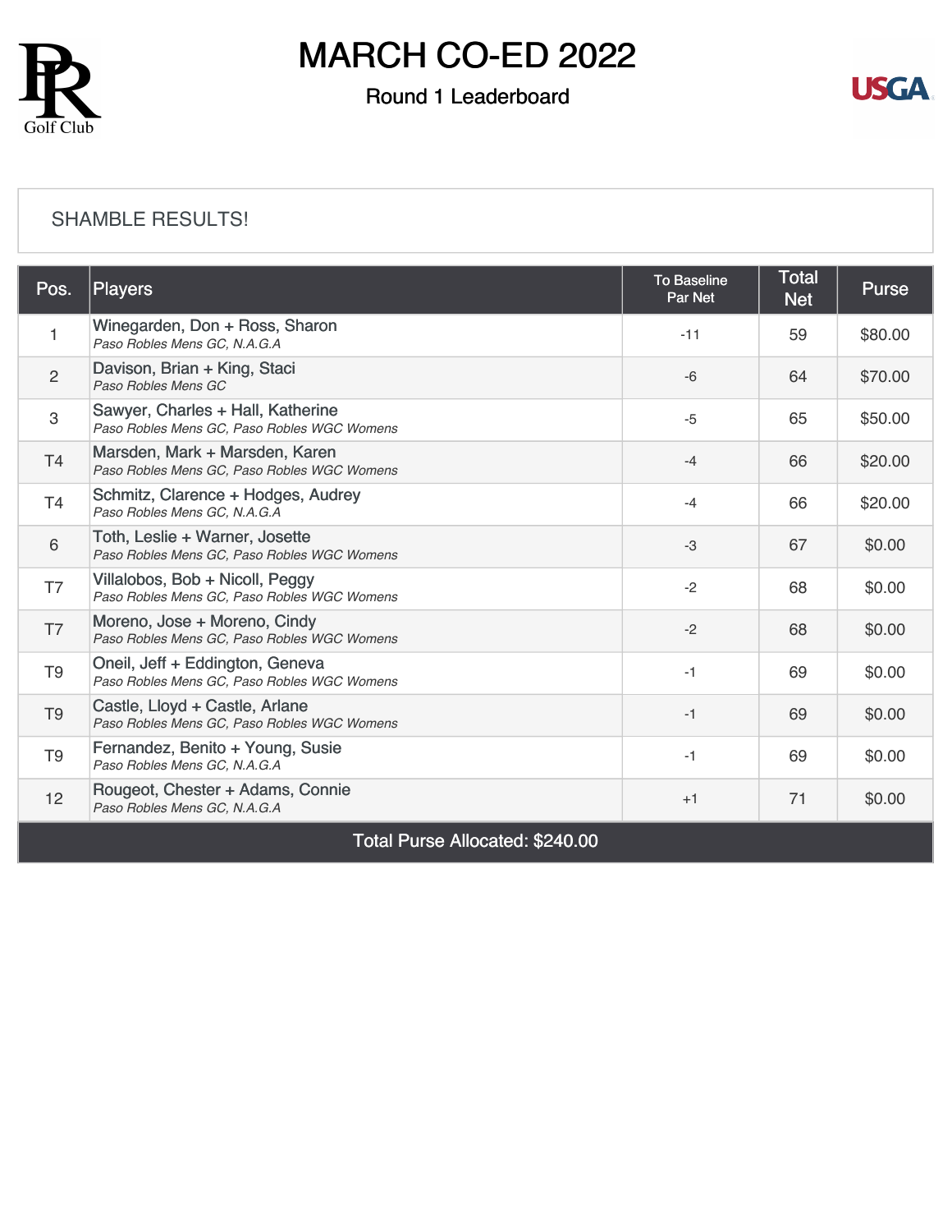# MARCH CO-ED 2022

## Round 1 Leaderboard

SHAMBLE RESULTS!

| Pos. | Players | To Baseline Par Net | Total Net | Purse |
|---|---|---|---|---|
| 1 | Winegarden, Don + Ross, Sharon<br>*Paso Robles Mens GC, N.A.G.A* | -11 | 59 | $80.00 |
| 2 | Davison, Brian + King, Staci<br>*Paso Robles Mens GC* | -6 | 64 | $70.00 |
| 3 | Sawyer, Charles + Hall, Katherine<br>*Paso Robles Mens GC, Paso Robles WGC Womens* | -5 | 65 | $50.00 |
| T4 | Marsden, Mark + Marsden, Karen<br>*Paso Robles Mens GC, Paso Robles WGC Womens* | -4 | 66 | $20.00 |
| T4 | Schmitz, Clarence + Hodges, Audrey<br>*Paso Robles Mens GC, N.A.G.A* | -4 | 66 | $20.00 |
| 6 | Toth, Leslie + Warner, Josette<br>*Paso Robles Mens GC, Paso Robles WGC Womens* | -3 | 67 | $0.00 |
| T7 | Villalobos, Bob + Nicoll, Peggy<br>*Paso Robles Mens GC, Paso Robles WGC Womens* | -2 | 68 | $0.00 |
| T7 | Moreno, Jose + Moreno, Cindy<br>*Paso Robles Mens GC, Paso Robles WGC Womens* | -2 | 68 | $0.00 |
| T9 | Oneil, Jeff + Eddington, Geneva<br>*Paso Robles Mens GC, Paso Robles WGC Womens* | -1 | 69 | $0.00 |
| T9 | Castle, Lloyd + Castle, Arlane<br>*Paso Robles Mens GC, Paso Robles WGC Womens* | -1 | 69 | $0.00 |
| T9 | Fernandez, Benito + Young, Susie<br>*Paso Robles Mens GC, N.A.G.A* | -1 | 69 | $0.00 |
| 12 | Rougeot, Chester + Adams, Connie<br>*Paso Robles Mens GC, N.A.G.A* | +1 | 71 | $0.00 |

**Total Purse Allocated: $240.00**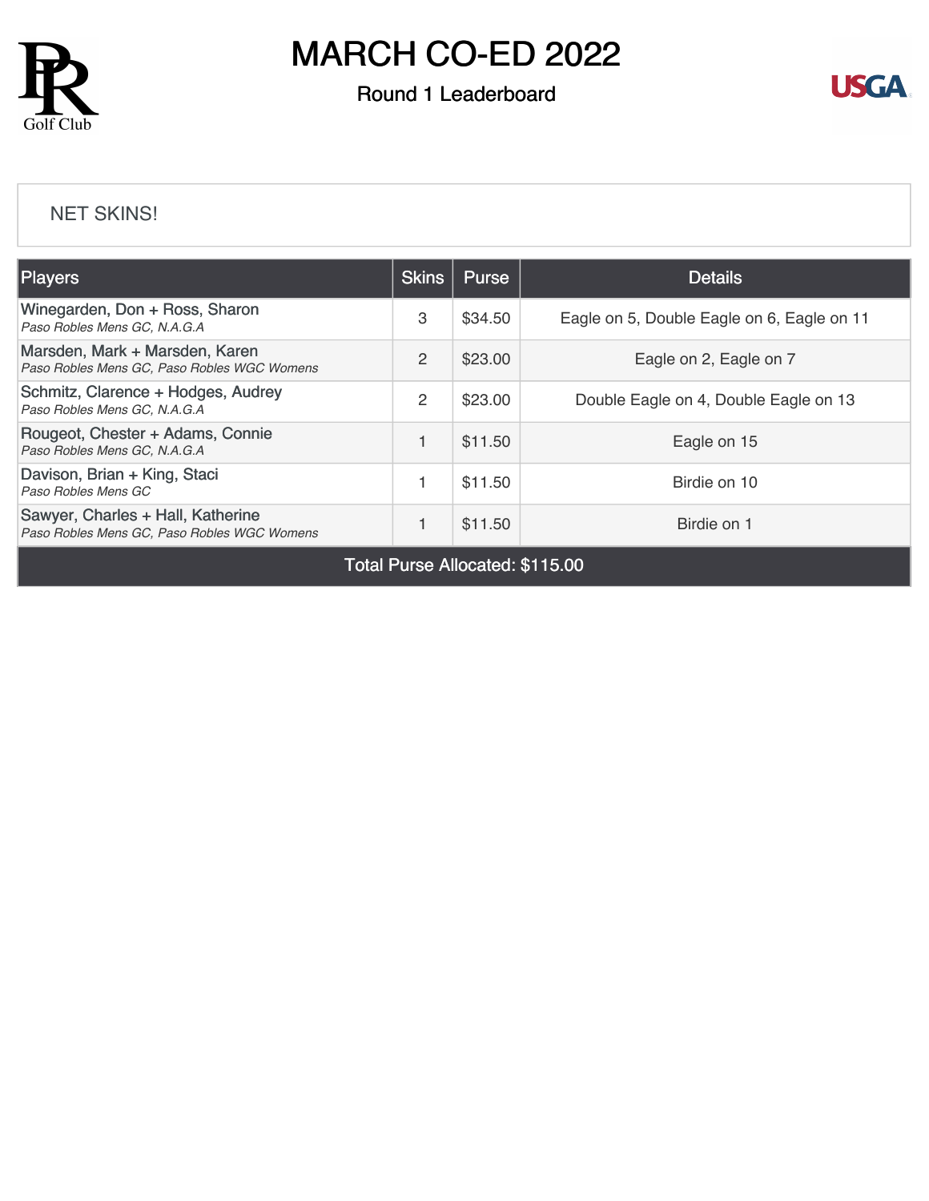# MARCH CO-ED 2022

## Round 1 Leaderboard

NET SKINS!

| Players | Skins | Purse | Details |
|---|---|---|---|
| Winegarden, Don + Ross, Sharon<br>*Paso Robles Mens GC, N.A.G.A* | 3 | $34.50 | Eagle on 5, Double Eagle on 6, Eagle on 11 |
| Marsden, Mark + Marsden, Karen<br>*Paso Robles Mens GC, Paso Robles WGC Womens* | 2 | $23.00 | Eagle on 2, Eagle on 7 |
| Schmitz, Clarence + Hodges, Audrey<br>*Paso Robles Mens GC, N.A.G.A* | 2 | $23.00 | Double Eagle on 4, Double Eagle on 13 |
| Rougeot, Chester + Adams, Connie<br>*Paso Robles Mens GC, N.A.G.A* | 1 | $11.50 | Eagle on 15 |
| Davison, Brian + King, Staci<br>*Paso Robles Mens GC* | 1 | $11.50 | Birdie on 10 |
| Sawyer, Charles + Hall, Katherine<br>*Paso Robles Mens GC, Paso Robles WGC Womens* | 1 | $11.50 | Birdie on 1 |
| Total Purse Allocated: $115.00 | | | |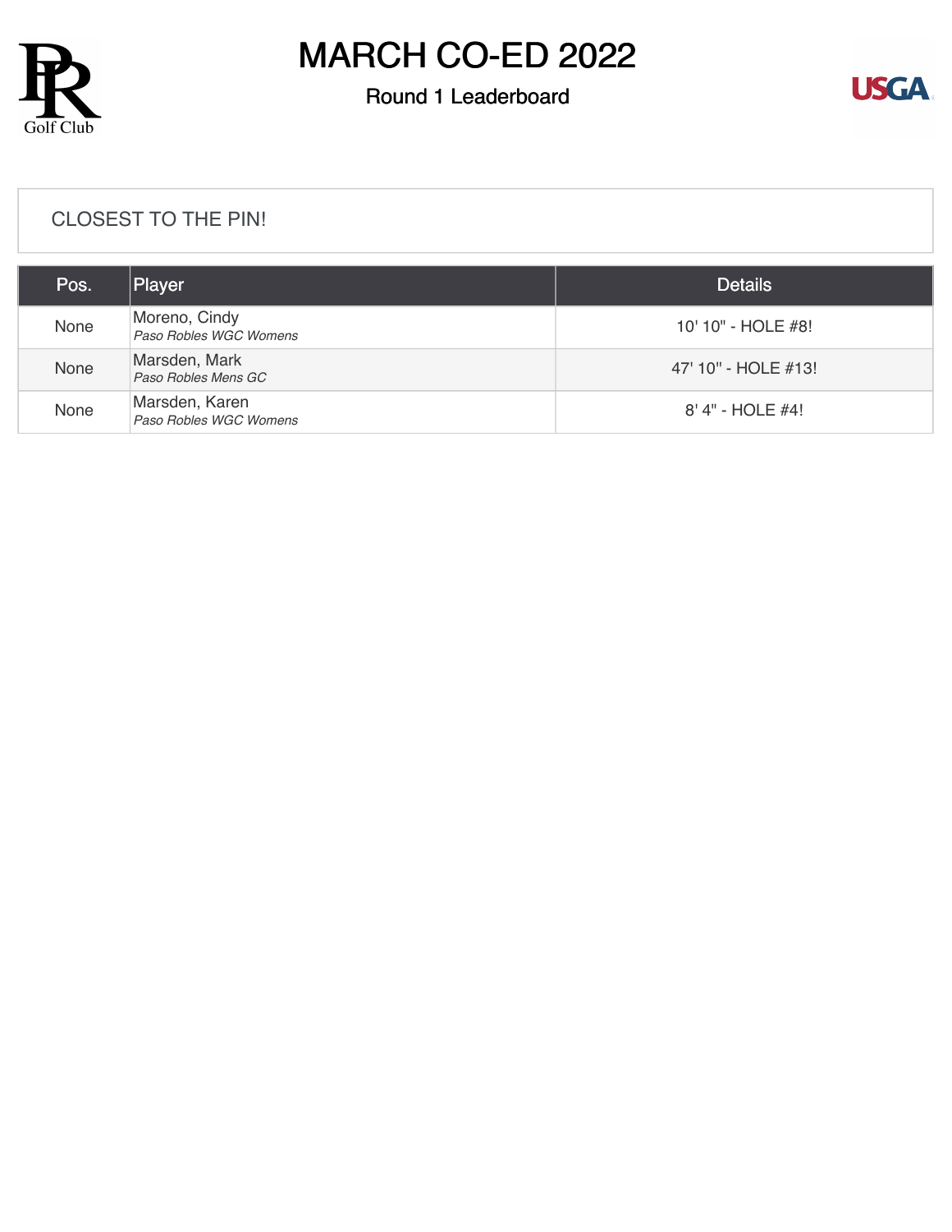# MARCH CO-ED 2022

## Round 1 Leaderboard

CLOSEST TO THE PIN!

| Pos. | Player | Details |
|---|---|---|
| None | Moreno, Cindy *Paso Robles WGC Womens* | 10' 10" - HOLE #8! |
| None | Marsden, Mark *Paso Robles Mens GC* | 47' 10" - HOLE #13! |
| None | Marsden, Karen *Paso Robles WGC Womens* | 8' 4" - HOLE #4! |